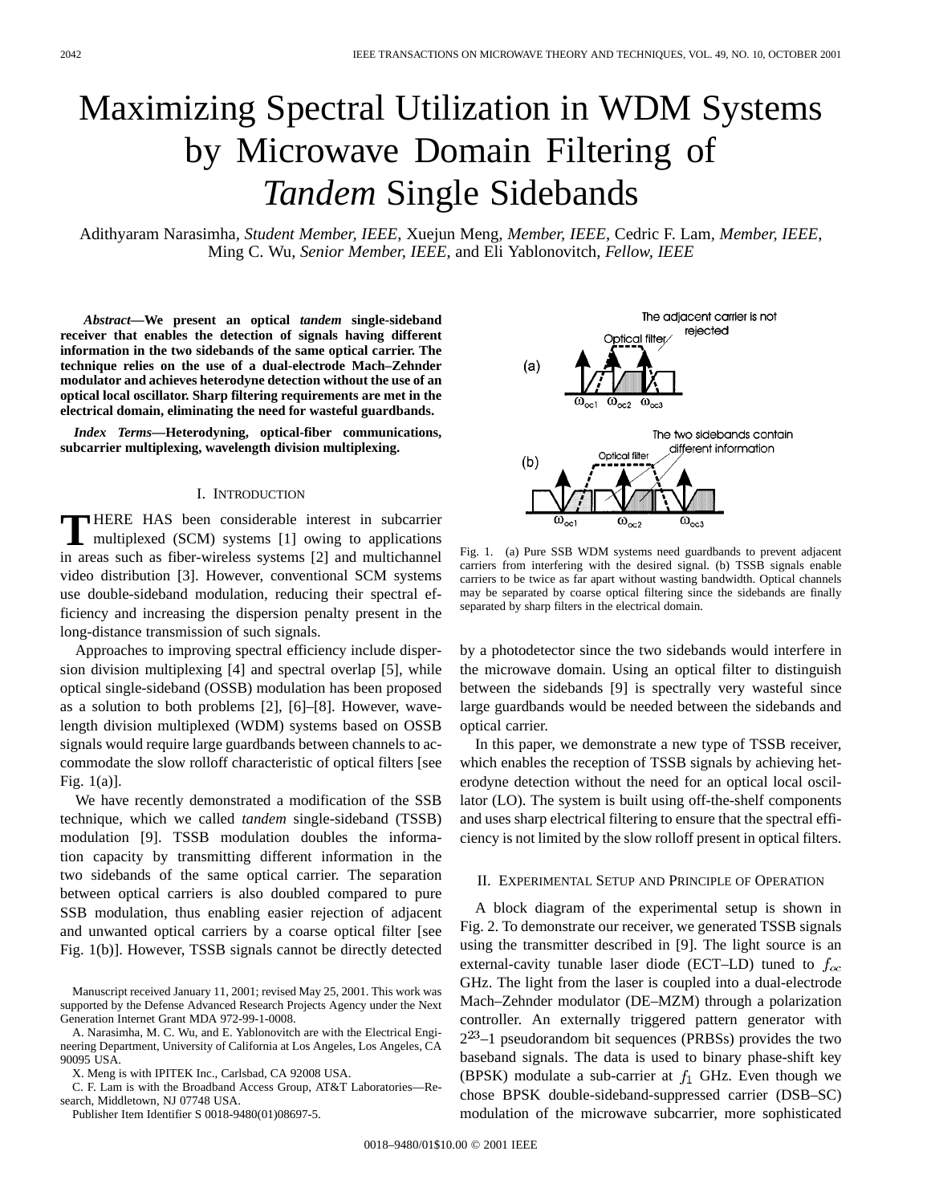# Maximizing Spectral Utilization in WDM Systems by Microwave Domain Filtering of *Tandem* Single Sidebands

Adithyaram Narasimha, *Student Member, IEEE*, Xuejun Meng, *Member, IEEE*, Cedric F. Lam, *Member, IEEE*, Ming C. Wu, *Senior Member, IEEE*, and Eli Yablonovitch, *Fellow, IEEE*

***Abstract*—We present an optical *tandem* single-sideband receiver that enables the detection of signals having different information in the two sidebands of the same optical carrier. The technique relies on the use of a dual-electrode Mach–Zehnder modulator and achieves heterodyne detection without the use of an optical local oscillator. Sharp filtering requirements are met in the electrical domain, eliminating the need for wasteful guardbands.**

***Index Terms*—Heterodyning, optical-fiber communications, subcarrier multiplexing, wavelength division multiplexing.**

## I. Introduction

There has been considerable interest in subcarrier multiplexed (SCM) systems [1] owing to applications in areas such as fiber-wireless systems [2] and multichannel video distribution [3]. However, conventional SCM systems use double-sideband modulation, reducing their spectral efficiency and increasing the dispersion penalty present in the long-distance transmission of such signals.

Approaches to improving spectral efficiency include dispersion division multiplexing [4] and spectral overlap [5], while optical single-sideband (OSSB) modulation has been proposed as a solution to both problems [2], [6]–[8]. However, wavelength division multiplexed (WDM) systems based on OSSB signals would require large guardbands between channels to accommodate the slow rolloff characteristic of optical filters [see Fig. 1(a)].

We have recently demonstrated a modification of the SSB technique, which we called *tandem* single-sideband (TSSB) modulation [9]. TSSB modulation doubles the information capacity by transmitting different information in the two sidebands of the same optical carrier. The separation between optical carriers is also doubled compared to pure SSB modulation, thus enabling easier rejection of adjacent and unwanted optical carriers by a coarse optical filter [see Fig. 1(b)]. However, TSSB signals cannot be directly detected by a photodetector since the two sidebands would interfere in the microwave domain. Using an optical filter to distinguish between the sidebands [9] is spectrally very wasteful since large guardbands would be needed between the sidebands and optical carrier.

Fig. 1. (a) Pure SSB WDM systems need guardbands to prevent adjacent carriers from interfering with the desired signal. (b) TSSB signals enable carriers to be twice as far apart without wasting bandwidth. Optical channels may be separated by coarse optical filtering since the sidebands are finally separated by sharp filters in the electrical domain.

In this paper, we demonstrate a new type of TSSB receiver, which enables the reception of TSSB signals by achieving heterodyne detection without the need for an optical local oscillator (LO). The system is built using off-the-shelf components and uses sharp electrical filtering to ensure that the spectral efficiency is not limited by the slow rolloff present in optical filters.

## II. Experimental Setup and Principle of Operation

A block diagram of the experimental setup is shown in Fig. 2. To demonstrate our receiver, we generated TSSB signals using the transmitter described in [9]. The light source is an external-cavity tunable laser diode (ECT–LD) tuned to $f_{oc}$ GHz. The light from the laser is coupled into a dual-electrode Mach–Zehnder modulator (DE–MZM) through a polarization controller. An externally triggered pattern generator with $2^{23}$–1 pseudorandom bit sequences (PRBSs) provides the two baseband signals. The data is used to binary phase-shift key (BPSK) modulate a sub-carrier at $f_1$ GHz. Even though we chose BPSK double-sideband-suppressed carrier (DSB–SC) modulation of the microwave subcarrier, more sophisticated

Manuscript received January 11, 2001; revised May 25, 2001. This work was supported by the Defense Advanced Research Projects Agency under the Next Generation Internet Grant MDA 972-99-1-0008.

A. Narasimha, M. C. Wu, and E. Yablonovitch are with the Electrical Engineering Department, University of California at Los Angeles, Los Angeles, CA 90095 USA.

X. Meng is with IPITEK Inc., Carlsbad, CA 92008 USA.

C. F. Lam is with the Broadband Access Group, AT&T Laboratories—Research, Middletown, NJ 07748 USA.

Publisher Item Identifier S 0018-9480(01)08697-5.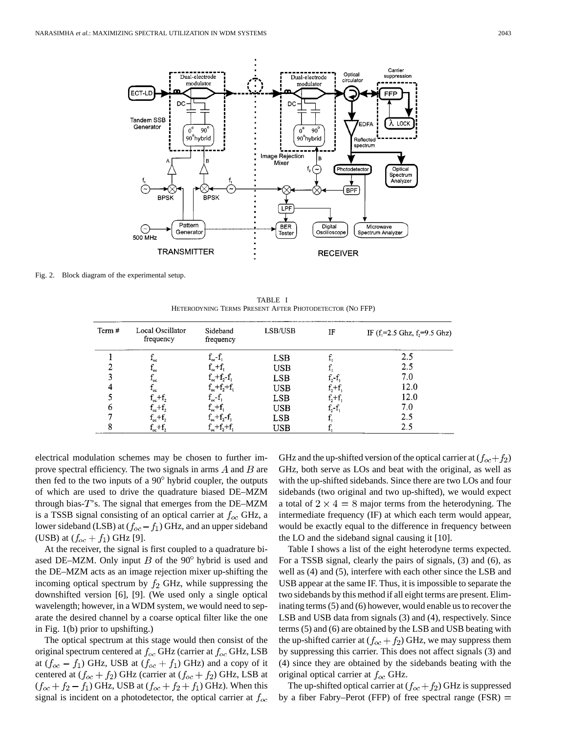Fig. 2. Block diagram of the experimental setup.

TABLE I
HETERODYNING TERMS PRESENT AFTER PHOTODETECTOR (NO FFP)

| Term # | Local Oscillator frequency | Sideband frequency | LSB/USB | IF | IF ($f_1$=2.5 Ghz, $f_2$=9.5 Ghz) |
|---|---|---|---|---|---|
| 1 | $f_{oc}$ | $f_{oc}$-$f_1$ | LSB | $f_1$ | 2.5 |
| 2 | $f_{oc}$ | $f_{oc}$+$f_1$ | USB | $f_1$ | 2.5 |
| 3 | $f_{oc}$ | $f_{oc}$+$f_2$-$f_1$ | LSB | $f_2$-$f_1$ | 7.0 |
| 4 | $f_{oc}$ | $f_{oc}$+$f_2$+$f_1$ | USB | $f_2$+$f_1$ | 12.0 |
| 5 | $f_{oc}$+$f_2$ | $f_{oc}$-$f_1$ | LSB | $f_2$+$f_1$ | 12.0 |
| 6 | $f_{oc}$+$f_2$ | $f_{oc}$+$f_1$ | USB | $f_2$-$f_1$ | 7.0 |
| 7 | $f_{oc}$+$f_2$ | $f_{oc}$+$f_2$-$f_1$ | LSB | $f_1$ | 2.5 |
| 8 | $f_{oc}$+$f_2$ | $f_{oc}$+$f_2$+$f_1$ | USB | $f_1$ | 2.5 |

electrical modulation schemes may be chosen to further improve spectral efficiency. The two signals in arms $A$ and $B$ are then fed to the two inputs of a 90° hybrid coupler, the outputs of which are used to drive the quadrature biased DE–MZM through bias-$T$'s. The signal that emerges from the DE–MZM is a TSSB signal consisting of an optical carrier at $f_{oc}$ GHz, a lower sideband (LSB) at $(f_{oc} - f_1)$ GHz, and an upper sideband (USB) at $(f_{oc} + f_1)$ GHz [9].

At the receiver, the signal is first coupled to a quadrature biased DE–MZM. Only input $B$ of the 90° hybrid is used and the DE–MZM acts as an image rejection mixer up-shifting the incoming optical spectrum by $f_2$ GHz, while suppressing the downshifted version [6], [9]. (We used only a single optical wavelength; however, in a WDM system, we would need to separate the desired channel by a coarse optical filter like the one in Fig. 1(b) prior to upshifting.)

The optical spectrum at this stage would then consist of the original spectrum centered at $f_{oc}$ GHz (carrier at $f_{oc}$ GHz, LSB at $(f_{oc} - f_1)$ GHz, USB at $(f_{oc} + f_1)$ GHz) and a copy of it centered at $(f_{oc} + f_2)$ GHz (carrier at $(f_{oc} + f_2)$ GHz, LSB at $(f_{oc} + f_2 - f_1)$ GHz, USB at $(f_{oc} + f_2 + f_1)$ GHz). When this signal is incident on a photodetector, the optical carrier at $f_{oc}$ GHz and the up-shifted version of the optical carrier at $(f_{oc}+f_2)$ GHz, both serve as LOs and beat with the original, as well as with the up-shifted sidebands. Since there are two LOs and four sidebands (two original and two up-shifted), we would expect a total of $2 \times 4 = 8$ major terms from the heterodyning. The intermediate frequency (IF) at which each term would appear, would be exactly equal to the difference in frequency between the LO and the sideband signal causing it [10].

Table I shows a list of the eight heterodyne terms expected. For a TSSB signal, clearly the pairs of signals, (3) and (6), as well as (4) and (5), interfere with each other since the LSB and USB appear at the same IF. Thus, it is impossible to separate the two sidebands by this method if all eight terms are present. Eliminating terms (5) and (6) however, would enable us to recover the LSB and USB data from signals (3) and (4), respectively. Since terms (5) and (6) are obtained by the LSB and USB beating with the up-shifted carrier at $(f_{oc} + f_2)$ GHz, we may suppress them by suppressing this carrier. This does not affect signals (3) and (4) since they are obtained by the sidebands beating with the original optical carrier at $f_{oc}$ GHz.

The up-shifted optical carrier at $(f_{oc} + f_2)$ GHz is suppressed by a fiber Fabry–Perot (FFP) of free spectral range (FSR) =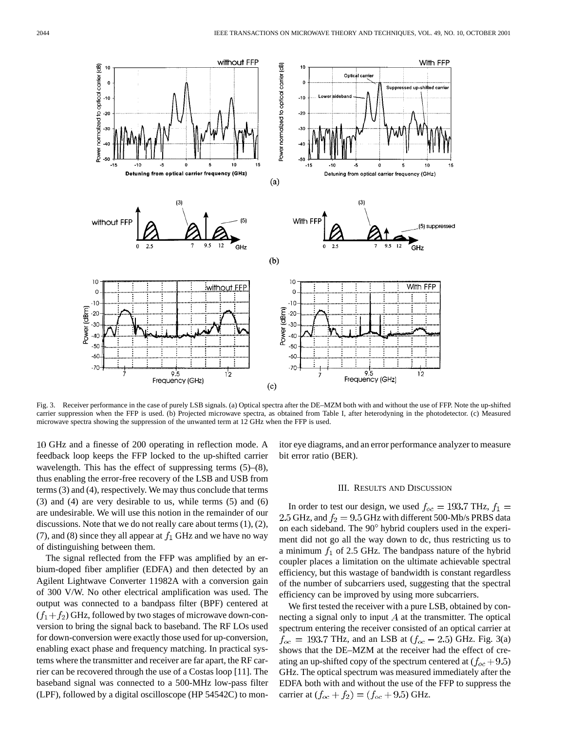Fig. 3. Receiver performance in the case of purely LSB signals. (a) Optical spectra after the DE–MZM both with and without the use of FFP. Note the up-shifted carrier suppression when the FFP is used. (b) Projected microwave spectra, as obtained from Table I, after heterodyning in the photodetector. (c) Measured microwave spectra showing the suppression of the unwanted term at 12 GHz when the FFP is used.

10 GHz and a finesse of 200 operating in reflection mode. A feedback loop keeps the FFP locked to the up-shifted carrier wavelength. This has the effect of suppressing terms (5)–(8), thus enabling the error-free recovery of the LSB and USB from terms (3) and (4), respectively. We may thus conclude that terms (3) and (4) are very desirable to us, while terms (5) and (6) are undesirable. We will use this notion in the remainder of our discussions. Note that we do not really care about terms (1), (2), (7), and (8) since they all appear at $f_1$ GHz and we have no way of distinguishing between them.

The signal reflected from the FFP was amplified by an erbium-doped fiber amplifier (EDFA) and then detected by an Agilent Lightwave Converter 11982A with a conversion gain of 300 V/W. No other electrical amplification was used. The output was connected to a bandpass filter (BPF) centered at $(f_1+f_2)$ GHz, followed by two stages of microwave down-conversion to bring the signal back to baseband. The RF LOs used for down-conversion were exactly those used for up-conversion, enabling exact phase and frequency matching. In practical systems where the transmitter and receiver are far apart, the RF carrier can be recovered through the use of a Costas loop [11]. The baseband signal was connected to a 500-MHz low-pass filter (LPF), followed by a digital oscilloscope (HP 54542C) to monitor eye diagrams, and an error performance analyzer to measure bit error ratio (BER).

## III. Results and Discussion

In order to test our design, we used $f_{oc} = 193.7$ THz, $f_1 = 2.5$ GHz, and $f_2 = 9.5$ GHz with different 500-Mb/s PRBS data on each sideband. The 90° hybrid couplers used in the experiment did not go all the way down to dc, thus restricting us to a minimum $f_1$ of 2.5 GHz. The bandpass nature of the hybrid coupler places a limitation on the ultimate achievable spectral efficiency, but this wastage of bandwidth is constant regardless of the number of subcarriers used, suggesting that the spectral efficiency can be improved by using more subcarriers.

We first tested the receiver with a pure LSB, obtained by connecting a signal only to input $A$ at the transmitter. The optical spectrum entering the receiver consisted of an optical carrier at $f_{oc} = 193.7$ THz, and an LSB at $(f_{oc} - 2.5)$ GHz. Fig. 3(a) shows that the DE–MZM at the receiver had the effect of creating an up-shifted copy of the spectrum centered at $(f_{oc} + 9.5)$ GHz. The optical spectrum was measured immediately after the EDFA both with and without the use of the FFP to suppress the carrier at $(f_{oc} + f_2) = (f_{oc} + 9.5)$ GHz.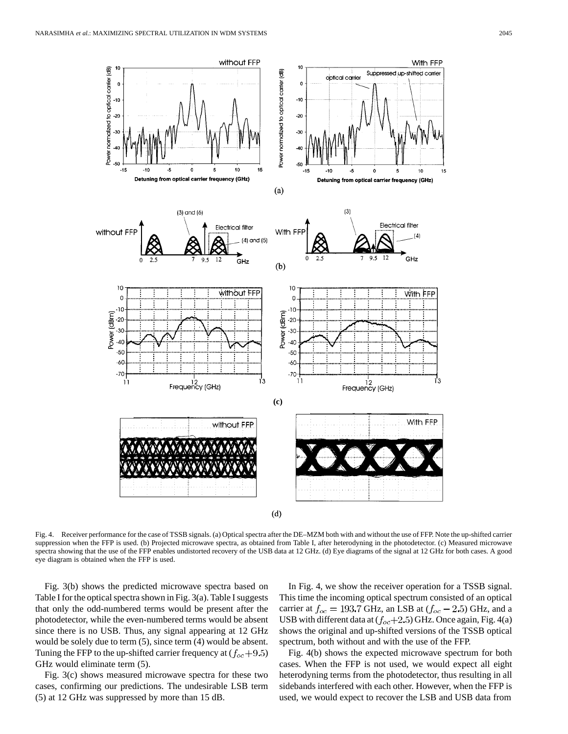Fig. 4. Receiver performance for the case of TSSB signals. (a) Optical spectra after the DE–MZM both with and without the use of FFP. Note the up-shifted carrier suppression when the FFP is used. (b) Projected microwave spectra, as obtained from Table I, after heterodyning in the photodetector. (c) Measured microwave spectra showing that the use of the FFP enables undistorted recovery of the USB data at 12 GHz. (d) Eye diagrams of the signal at 12 GHz for both cases. A good eye diagram is obtained when the FFP is used.

Fig. 3(b) shows the predicted microwave spectra based on Table I for the optical spectra shown in Fig. 3(a). Table I suggests that only the odd-numbered terms would be present after the photodetector, while the even-numbered terms would be absent since there is no USB. Thus, any signal appearing at 12 GHz would be solely due to term (5), since term (4) would be absent. Tuning the FFP to the up-shifted carrier frequency at $(f_{oc}+9.5)$ GHz would eliminate term (5).

Fig. 3(c) shows measured microwave spectra for these two cases, confirming our predictions. The undesirable LSB term (5) at 12 GHz was suppressed by more than 15 dB.

In Fig. 4, we show the receiver operation for a TSSB signal. This time the incoming optical spectrum consisted of an optical carrier at $f_{oc} = 193.7$ GHz, an LSB at $(f_{oc} - 2.5)$ GHz, and a USB with different data at $(f_{oc}+2.5)$ GHz. Once again, Fig. 4(a) shows the original and up-shifted versions of the TSSB optical spectrum, both without and with the use of the FFP.

Fig. 4(b) shows the expected microwave spectrum for both cases. When the FFP is not used, we would expect all eight heterodyning terms from the photodetector, thus resulting in all sidebands interfered with each other. However, when the FFP is used, we would expect to recover the LSB and USB data from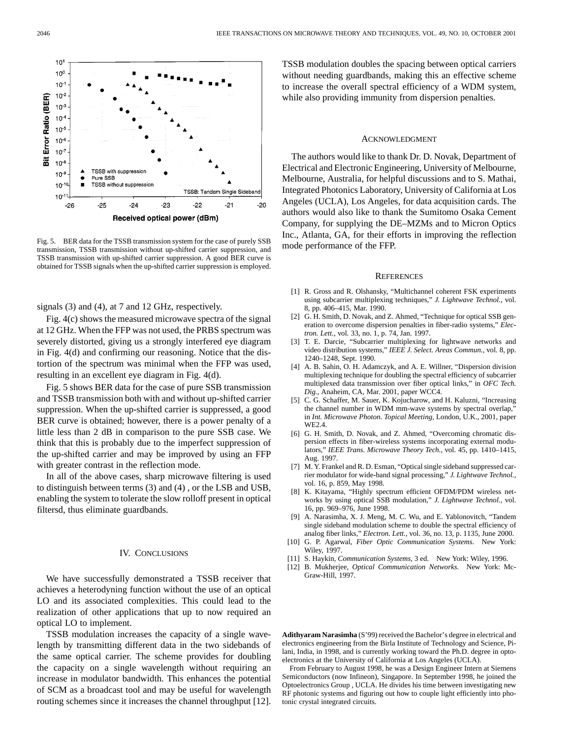Fig. 5. BER data for the TSSB transmission system for the case of purely SSB transmission, TSSB transmission without up-shifted carrier suppression, and TSSB transmission with up-shifted carrier suppression. A good BER curve is obtained for TSSB signals when the up-shifted carrier suppression is employed.

signals (3) and (4), at 7 and 12 GHz, respectively.

Fig. 4(c) shows the measured microwave spectra of the signal at 12 GHz. When the FFP was not used, the PRBS spectrum was severely distorted, giving us a strongly interfered eye diagram in Fig. 4(d) and confirming our reasoning. Notice that the distortion of the spectrum was minimal when the FFP was used, resulting in an excellent eye diagram in Fig. 4(d).

Fig. 5 shows BER data for the case of pure SSB transmission and TSSB transmission both with and without up-shifted carrier suppression. When the up-shifted carrier is suppressed, a good BER curve is obtained; however, there is a power penalty of a little less than 2 dB in comparison to the pure SSB case. We think that this is probably due to the imperfect suppression of the up-shifted carrier and may be improved by using an FFP with greater contrast in the reflection mode.

In all of the above cases, sharp microwave filtering is used to distinguish between terms (3) and (4) , or the LSB and USB, enabling the system to tolerate the slow rolloff present in optical filtersd, thus eliminate guardbands.

## IV. Conclusions

We have successfully demonstrated a TSSB receiver that achieves a heterodyning function without the use of an optical LO and its associated complexities. This could lead to the realization of other applications that up to now required an optical LO to implement.

TSSB modulation increases the capacity of a single wavelength by transmitting different data in the two sidebands of the same optical carrier. The scheme provides for doubling the capacity on a single wavelength without requiring an increase in modulator bandwidth. This enhances the potential of SCM as a broadcast tool and may be useful for wavelength routing schemes since it increases the channel throughput [12]. TSSB modulation doubles the spacing between optical carriers without needing guardbands, making this an effective scheme to increase the overall spectral efficiency of a WDM system, while also providing immunity from dispersion penalties.

## Acknowledgment

The authors would like to thank Dr. D. Novak, Department of Electrical and Electronic Engineering, University of Melbourne, Melbourne, Australia, for helpful discussions and to S. Mathai, Integrated Photonics Laboratory, University of California at Los Angeles (UCLA), Los Angeles, for data acquisition cards. The authors would also like to thank the Sumitomo Osaka Cement Company, for supplying the DE–MZMs and to Micron Optics Inc., Atlanta, GA, for their efforts in improving the reflection mode performance of the FFP.

## References

[1] R. Gross and R. Olshansky, "Multichannel coherent FSK experiments using subcarrier multiplexing techniques," *J. Lightwave Technol.*, vol. 8, pp. 406–415, Mar. 1990.

[2] G. H. Smith, D. Novak, and Z. Ahmed, "Technique for optical SSB generation to overcome dispersion penalties in fiber-radio systems," *Electron. Lett.*, vol. 33, no. 1, p. 74, Jan. 1997.

[3] T. E. Darcie, "Subcarrier multiplexing for lightwave networks and video distribution systems," *IEEE J. Select. Areas Commun.*, vol. 8, pp. 1240–1248, Sept. 1990.

[4] A. B. Sahin, O. H. Adamczyk, and A. E. Willner, "Dispersion division multiplexing technique for doubling the spectral efficiency of subcarrier multiplexed data transmission over fiber optical links," in *OFC Tech. Dig.*, Anaheim, CA, Mar. 2001, paper WCC4.

[5] C. G. Schaffer, M. Sauer, K. Kojucharow, and H. Kaluzni, "Increasing the channel number in WDM mm-wave systems by spectral overlap," in *Int. Microwave Photon. Topical Meeting*, London, U.K., 2001, paper WE2.4.

[6] G. H. Smith, D. Novak, and Z. Ahmed, "Overcoming chromatic dispersion effects in fiber-wireless systems incorporating external modulators," *IEEE Trans. Microwave Theory Tech.*, vol. 45, pp. 1410–1415, Aug. 1997.

[7] M. Y. Frankel and R. D. Esman, "Optical single sideband suppressed carrier modulator for wide-band signal processing," *J. Lightwave Technol.*, vol. 16, p. 859, May 1998.

[8] K. Kitayama, "Highly spectrum efficient OFDM/PDM wireless networks by using optical SSB modulation," *J. Lightwave Technol.*, vol. 16, pp. 969–976, June 1998.

[9] A. Narasimha, X. J. Meng, M. C. Wu, and E. Yablonovitch, "Tandem single sideband modulation scheme to double the spectral efficiency of analog fiber links," *Electron. Lett.*, vol. 36, no. 13, p. 1135, June 2000.

[10] G. P. Agarwal, *Fiber Optic Communication Systems*. New York: Wiley, 1997.

[11] S. Haykin, *Communication Systems*, 3 ed. New York: Wiley, 1996.

[12] B. Mukherjee, *Optical Communication Networks*. New York: McGraw-Hill, 1997.

**Adithyaram Narasimha** (S'99) received the Bachelor's degree in electrical and electronics engineering from the Birla Institute of Technology and Science, Pilani, India, in 1998, and is currently working toward the Ph.D. degree in optoelectronics at the University of California at Los Angeles (UCLA).

From February to August 1998, he was a Design Engineer Intern at Siemens Semiconductors (now Infineon), Singapore. In September 1998, he joined the Optoelectronics Group , UCLA. He divides his time between investigating new RF photonic systems and figuring out how to couple light efficiently into photonic crystal integrated circuits.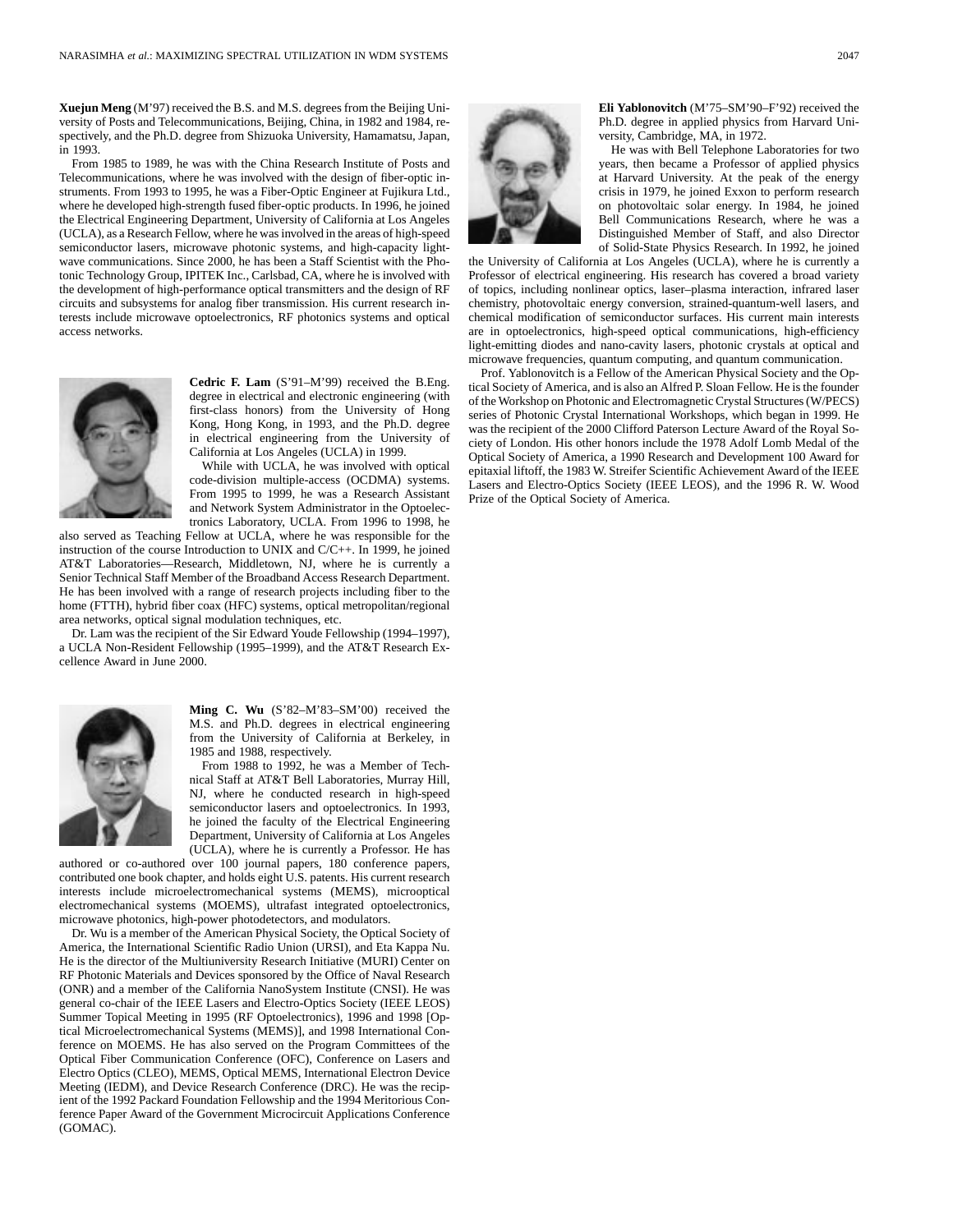**Xuejun Meng** (M'97) received the B.S. and M.S. degrees from the Beijing University of Posts and Telecommunications, Beijing, China, in 1982 and 1984, respectively, and the Ph.D. degree from Shizuoka University, Hamamatsu, Japan, in 1993.

From 1985 to 1989, he was with the China Research Institute of Posts and Telecommunications, where he was involved with the design of fiber-optic instruments. From 1993 to 1995, he was a Fiber-Optic Engineer at Fujikura Ltd., where he developed high-strength fused fiber-optic products. In 1996, he joined the Electrical Engineering Department, University of California at Los Angeles (UCLA), as a Research Fellow, where he was involved in the areas of high-speed semiconductor lasers, microwave photonic systems, and high-capacity lightwave communications. Since 2000, he has been a Staff Scientist with the Photonic Technology Group, IPITEK Inc., Carlsbad, CA, where he is involved with the development of high-performance optical transmitters and the design of RF circuits and subsystems for analog fiber transmission. His current research interests include microwave optoelectronics, RF photonics systems and optical access networks.

**Cedric F. Lam** (S'91–M'99) received the B.Eng. degree in electrical and electronic engineering (with first-class honors) from the University of Hong Kong, Hong Kong, in 1993, and the Ph.D. degree in electrical engineering from the University of California at Los Angeles (UCLA) in 1999.

While with UCLA, he was involved with optical code-division multiple-access (OCDMA) systems. From 1995 to 1999, he was a Research Assistant and Network System Administrator in the Optoelectronics Laboratory, UCLA. From 1996 to 1998, he also served as Teaching Fellow at UCLA, where he was responsible for the instruction of the course Introduction to UNIX and C/C++. In 1999, he joined AT&T Laboratories—Research, Middletown, NJ, where he is currently a Senior Technical Staff Member of the Broadband Access Research Department. He has been involved with a range of research projects including fiber to the home (FTTH), hybrid fiber coax (HFC) systems, optical metropolitan/regional area networks, optical signal modulation techniques, etc.

Dr. Lam was the recipient of the Sir Edward Youde Fellowship (1994–1997), a UCLA Non-Resident Fellowship (1995–1999), and the AT&T Research Excellence Award in June 2000.

**Ming C. Wu** (S'82–M'83–SM'00) received the M.S. and Ph.D. degrees in electrical engineering from the University of California at Berkeley, in 1985 and 1988, respectively.

From 1988 to 1992, he was a Member of Technical Staff at AT&T Bell Laboratories, Murray Hill, NJ, where he conducted research in high-speed semiconductor lasers and optoelectronics. In 1993, he joined the faculty of the Electrical Engineering Department, University of California at Los Angeles (UCLA), where he is currently a Professor. He has authored or co-authored over 100 journal papers, 180 conference papers, contributed one book chapter, and holds eight U.S. patents. His current research interests include microelectromechanical systems (MEMS), microoptical electromechanical systems (MOEMS), ultrafast integrated optoelectronics, microwave photonics, high-power photodetectors, and modulators.

Dr. Wu is a member of the American Physical Society, the Optical Society of America, the International Scientific Radio Union (URSI), and Eta Kappa Nu. He is the director of the Multiuniversity Research Initiative (MURI) Center on RF Photonic Materials and Devices sponsored by the Office of Naval Research (ONR) and a member of the California NanoSystem Institute (CNSI). He was general co-chair of the IEEE Lasers and Electro-Optics Society (IEEE LEOS) Summer Topical Meeting in 1995 (RF Optoelectronics), 1996 and 1998 [Optical Microelectromechanical Systems (MEMS)], and 1998 International Conference on MOEMS. He has also served on the Program Committees of the Optical Fiber Communication Conference (OFC), Conference on Lasers and Electro Optics (CLEO), MEMS, Optical MEMS, International Electron Device Meeting (IEDM), and Device Research Conference (DRC). He was the recipient of the 1992 Packard Foundation Fellowship and the 1994 Meritorious Conference Paper Award of the Government Microcircuit Applications Conference (GOMAC).

**Eli Yablonovitch** (M'75–SM'90–F'92) received the Ph.D. degree in applied physics from Harvard University, Cambridge, MA, in 1972.

He was with Bell Telephone Laboratories for two years, then became a Professor of applied physics at Harvard University. At the peak of the energy crisis in 1979, he joined Exxon to perform research on photovoltaic solar energy. In 1984, he joined Bell Communications Research, where he was a Distinguished Member of Staff, and also Director of Solid-State Physics Research. In 1992, he joined the University of California at Los Angeles (UCLA), where he is currently a Professor of electrical engineering. His research has covered a broad variety of topics, including nonlinear optics, laser–plasma interaction, infrared laser chemistry, photovoltaic energy conversion, strained-quantum-well lasers, and chemical modification of semiconductor surfaces. His current main interests are in optoelectronics, high-speed optical communications, high-efficiency light-emitting diodes and nano-cavity lasers, photonic crystals at optical and microwave frequencies, quantum computing, and quantum communication.

Prof. Yablonovitch is a Fellow of the American Physical Society and the Optical Society of America, and is also an Alfred P. Sloan Fellow. He is the founder of the Workshop on Photonic and Electromagnetic Crystal Structures (W/PECS) series of Photonic Crystal International Workshops, which began in 1999. He was the recipient of the 2000 Clifford Paterson Lecture Award of the Royal Society of London. His other honors include the 1978 Adolf Lomb Medal of the Optical Society of America, a 1990 Research and Development 100 Award for epitaxial liftoff, the 1983 W. Streifer Scientific Achievement Award of the IEEE Lasers and Electro-Optics Society (IEEE LEOS), and the 1996 R. W. Wood Prize of the Optical Society of America.